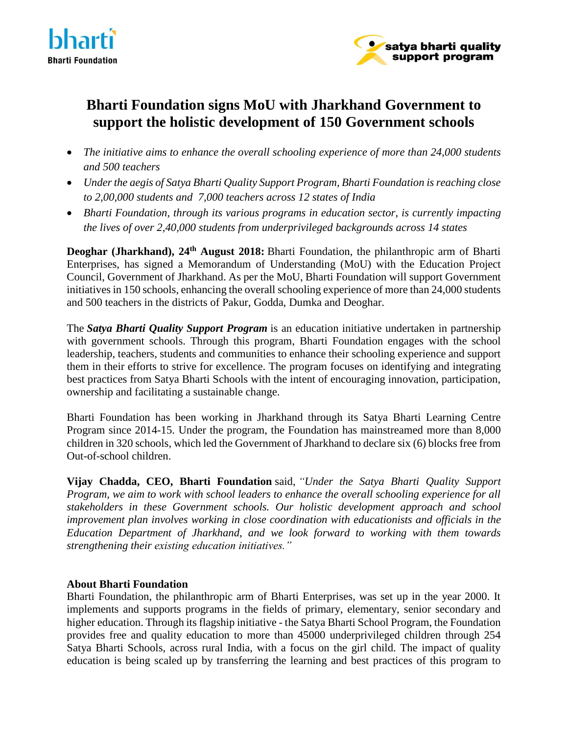bharti
**Bharti Foundation**

satya bharti quality support program

# Bharti Foundation signs MoU with Jharkhand Government to support the holistic development of 150 Government schools

- *The initiative aims to enhance the overall schooling experience of more than 24,000 students and 500 teachers*
- *Under the aegis of Satya Bharti Quality Support Program, Bharti Foundation is reaching close to 2,00,000 students and 7,000 teachers across 12 states of India*
- *Bharti Foundation, through its various programs in education sector, is currently impacting the lives of over 2,40,000 students from underprivileged backgrounds across 14 states*

**Deoghar (Jharkhand), 24th August 2018:** Bharti Foundation, the philanthropic arm of Bharti Enterprises, has signed a Memorandum of Understanding (MoU) with the Education Project Council, Government of Jharkhand. As per the MoU, Bharti Foundation will support Government initiatives in 150 schools, enhancing the overall schooling experience of more than 24,000 students and 500 teachers in the districts of Pakur, Godda, Dumka and Deoghar.

The ***Satya Bharti Quality Support Program*** is an education initiative undertaken in partnership with government schools. Through this program, Bharti Foundation engages with the school leadership, teachers, students and communities to enhance their schooling experience and support them in their efforts to strive for excellence. The program focuses on identifying and integrating best practices from Satya Bharti Schools with the intent of encouraging innovation, participation, ownership and facilitating a sustainable change.

Bharti Foundation has been working in Jharkhand through its Satya Bharti Learning Centre Program since 2014-15. Under the program, the Foundation has mainstreamed more than 8,000 children in 320 schools, which led the Government of Jharkhand to declare six (6) blocks free from Out-of-school children.

**Vijay Chadda, CEO, Bharti Foundation** said, *"Under the Satya Bharti Quality Support Program, we aim to work with school leaders to enhance the overall schooling experience for all stakeholders in these Government schools. Our holistic development approach and school improvement plan involves working in close coordination with educationists and officials in the Education Department of Jharkhand, and we look forward to working with them towards strengthening their existing education initiatives."*

**About Bharti Foundation**

Bharti Foundation, the philanthropic arm of Bharti Enterprises, was set up in the year 2000. It implements and supports programs in the fields of primary, elementary, senior secondary and higher education. Through its flagship initiative - the Satya Bharti School Program, the Foundation provides free and quality education to more than 45000 underprivileged children through 254 Satya Bharti Schools, across rural India, with a focus on the girl child. The impact of quality education is being scaled up by transferring the learning and best practices of this program to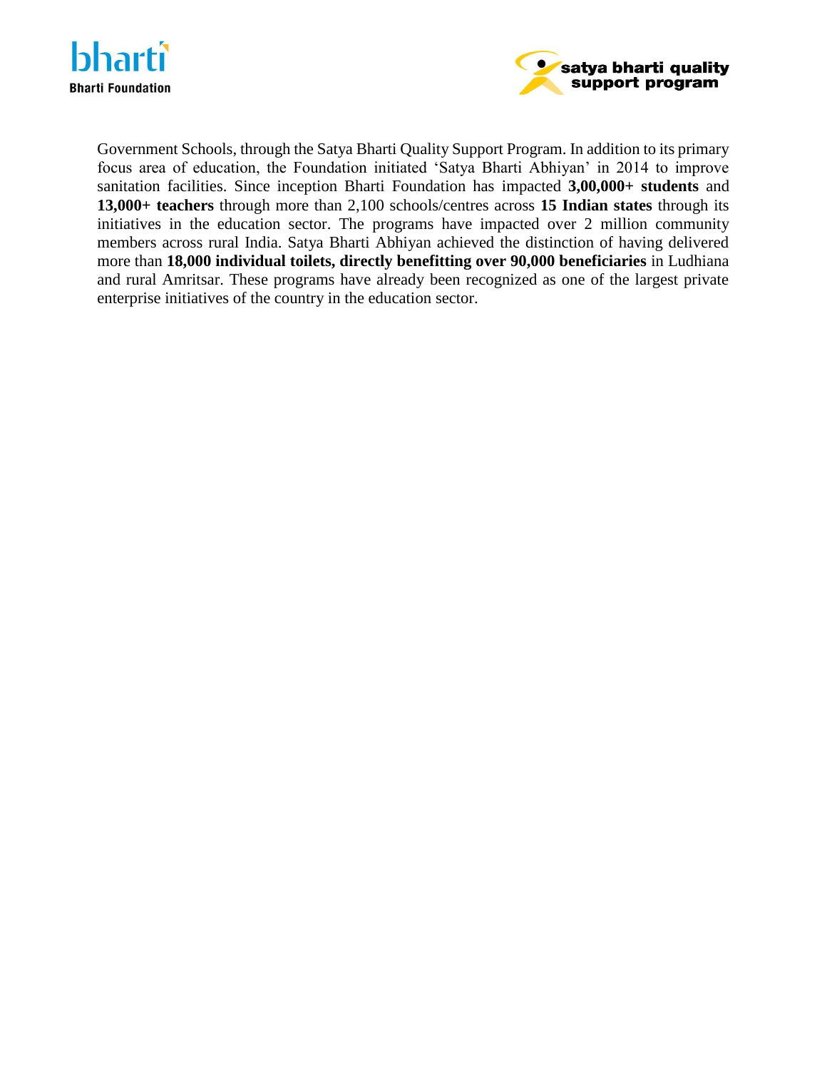Government Schools, through the Satya Bharti Quality Support Program. In addition to its primary focus area of education, the Foundation initiated 'Satya Bharti Abhiyan' in 2014 to improve sanitation facilities. Since inception Bharti Foundation has impacted **3,00,000+ students** and **13,000+ teachers** through more than 2,100 schools/centres across **15 Indian states** through its initiatives in the education sector. The programs have impacted over 2 million community members across rural India. Satya Bharti Abhiyan achieved the distinction of having delivered more than **18,000 individual toilets, directly benefitting over 90,000 beneficiaries** in Ludhiana and rural Amritsar. These programs have already been recognized as one of the largest private enterprise initiatives of the country in the education sector.